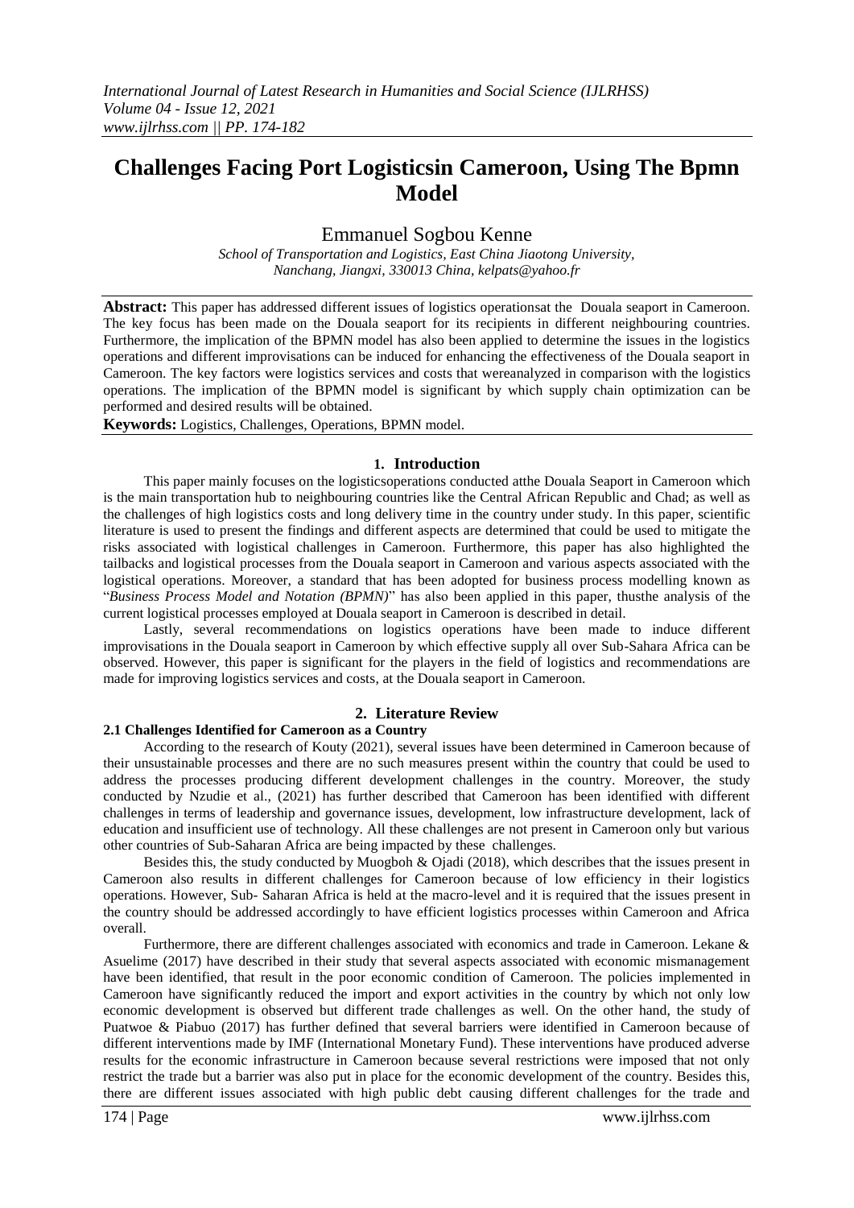# Challenges Facing Port Logisticsin Cameroon, Using The Bpmn Model

Emmanuel Sogbou Kenne

*School of Transportation and Logistics, East China Jiaotong University, Nanchang, Jiangxi, 330013 China, kelpats@yahoo.fr*

**Abstract:** This paper has addressed different issues of logistics operationsat the Douala seaport in Cameroon. The key focus has been made on the Douala seaport for its recipients in different neighbouring countries. Furthermore, the implication of the BPMN model has also been applied to determine the issues in the logistics operations and different improvisations can be induced for enhancing the effectiveness of the Douala seaport in Cameroon. The key factors were logistics services and costs that wereanalyzed in comparison with the logistics operations. The implication of the BPMN model is significant by which supply chain optimization can be performed and desired results will be obtained.

**Keywords:** Logistics, Challenges, Operations, BPMN model.

## 1. Introduction

This paper mainly focuses on the logisticsoperations conducted atthe Douala Seaport in Cameroon which is the main transportation hub to neighbouring countries like the Central African Republic and Chad; as well as the challenges of high logistics costs and long delivery time in the country under study. In this paper, scientific literature is used to present the findings and different aspects are determined that could be used to mitigate the risks associated with logistical challenges in Cameroon. Furthermore, this paper has also highlighted the tailbacks and logistical processes from the Douala seaport in Cameroon and various aspects associated with the logistical operations. Moreover, a standard that has been adopted for business process modelling known as "*Business Process Model and Notation (BPMN)*" has also been applied in this paper, thusthe analysis of the current logistical processes employed at Douala seaport in Cameroon is described in detail.

Lastly, several recommendations on logistics operations have been made to induce different improvisations in the Douala seaport in Cameroon by which effective supply all over Sub-Sahara Africa can be observed. However, this paper is significant for the players in the field of logistics and recommendations are made for improving logistics services and costs, at the Douala seaport in Cameroon.

## 2. Literature Review

### 2.1 Challenges Identified for Cameroon as a Country

According to the research of Kouty (2021), several issues have been determined in Cameroon because of their unsustainable processes and there are no such measures present within the country that could be used to address the processes producing different development challenges in the country. Moreover, the study conducted by Nzudie et al., (2021) has further described that Cameroon has been identified with different challenges in terms of leadership and governance issues, development, low infrastructure development, lack of education and insufficient use of technology. All these challenges are not present in Cameroon only but various other countries of Sub-Saharan Africa are being impacted by these challenges.

Besides this, the study conducted by Muogboh & Ojadi (2018), which describes that the issues present in Cameroon also results in different challenges for Cameroon because of low efficiency in their logistics operations. However, Sub- Saharan Africa is held at the macro-level and it is required that the issues present in the country should be addressed accordingly to have efficient logistics processes within Cameroon and Africa overall.

Furthermore, there are different challenges associated with economics and trade in Cameroon. Lekane & Asuelime (2017) have described in their study that several aspects associated with economic mismanagement have been identified, that result in the poor economic condition of Cameroon. The policies implemented in Cameroon have significantly reduced the import and export activities in the country by which not only low economic development is observed but different trade challenges as well. On the other hand, the study of Puatwoe & Piabuo (2017) has further defined that several barriers were identified in Cameroon because of different interventions made by IMF (International Monetary Fund). These interventions have produced adverse results for the economic infrastructure in Cameroon because several restrictions were imposed that not only restrict the trade but a barrier was also put in place for the economic development of the country. Besides this, there are different issues associated with high public debt causing different challenges for the trade and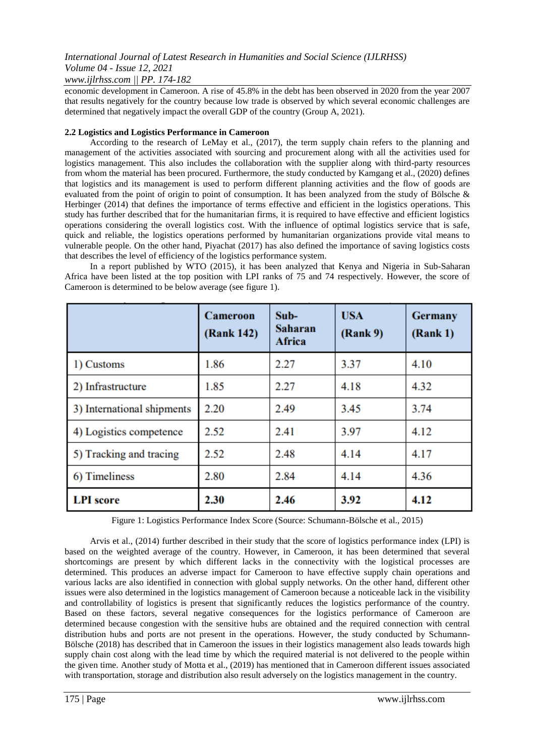economic development in Cameroon. A rise of 45.8% in the debt has been observed in 2020 from the year 2007 that results negatively for the country because low trade is observed by which several economic challenges are determined that negatively impact the overall GDP of the country (Group A, 2021).

### 2.2 Logistics and Logistics Performance in Cameroon

According to the research of LeMay et al., (2017), the term supply chain refers to the planning and management of the activities associated with sourcing and procurement along with all the activities used for logistics management. This also includes the collaboration with the supplier along with third-party resources from whom the material has been procured. Furthermore, the study conducted by Kamgang et al., (2020) defines that logistics and its management is used to perform different planning activities and the flow of goods are evaluated from the point of origin to point of consumption. It has been analyzed from the study of Bölsche & Herbinger (2014) that defines the importance of terms effective and efficient in the logistics operations. This study has further described that for the humanitarian firms, it is required to have effective and efficient logistics operations considering the overall logistics cost. With the influence of optimal logistics service that is safe, quick and reliable, the logistics operations performed by humanitarian organizations provide vital means to vulnerable people. On the other hand, Piyachat (2017) has also defined the importance of saving logistics costs that describes the level of efficiency of the logistics performance system.

In a report published by WTO (2015), it has been analyzed that Kenya and Nigeria in Sub-Saharan Africa have been listed at the top position with LPI ranks of 75 and 74 respectively. However, the score of Cameroon is determined to be below average (see figure 1).

| | Cameroon (Rank 142) | Sub-Saharan Africa | USA (Rank 9) | Germany (Rank 1) |
|---|---|---|---|---|
| 1) Customs | 1.86 | 2.27 | 3.37 | 4.10 |
| 2) Infrastructure | 1.85 | 2.27 | 4.18 | 4.32 |
| 3) International shipments | 2.20 | 2.49 | 3.45 | 3.74 |
| 4) Logistics competence | 2.52 | 2.41 | 3.97 | 4.12 |
| 5) Tracking and tracing | 2.52 | 2.48 | 4.14 | 4.17 |
| 6) Timeliness | 2.80 | 2.84 | 4.14 | 4.36 |
| **LPI score** | **2.30** | **2.46** | **3.92** | **4.12** |

Figure 1: Logistics Performance Index Score (Source: Schumann-Bölsche et al., 2015)

Arvis et al., (2014) further described in their study that the score of logistics performance index (LPI) is based on the weighted average of the country. However, in Cameroon, it has been determined that several shortcomings are present by which different lacks in the connectivity with the logistical processes are determined. This produces an adverse impact for Cameroon to have effective supply chain operations and various lacks are also identified in connection with global supply networks. On the other hand, different other issues were also determined in the logistics management of Cameroon because a noticeable lack in the visibility and controllability of logistics is present that significantly reduces the logistics performance of the country. Based on these factors, several negative consequences for the logistics performance of Cameroon are determined because congestion with the sensitive hubs are obtained and the required connection with central distribution hubs and ports are not present in the operations. However, the study conducted by Schumann-Bölsche (2018) has described that in Cameroon the issues in their logistics management also leads towards high supply chain cost along with the lead time by which the required material is not delivered to the people within the given time. Another study of Motta et al., (2019) has mentioned that in Cameroon different issues associated with transportation, storage and distribution also result adversely on the logistics management in the country.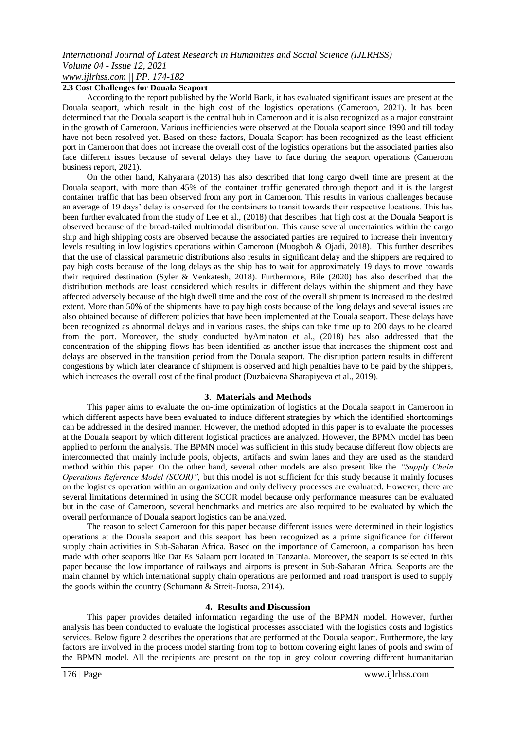### 2.3 Cost Challenges for Douala Seaport

According to the report published by the World Bank, it has evaluated significant issues are present at the Douala seaport, which result in the high cost of the logistics operations (Cameroon, 2021). It has been determined that the Douala seaport is the central hub in Cameroon and it is also recognized as a major constraint in the growth of Cameroon. Various inefficiencies were observed at the Douala seaport since 1990 and till today have not been resolved yet. Based on these factors, Douala Seaport has been recognized as the least efficient port in Cameroon that does not increase the overall cost of the logistics operations but the associated parties also face different issues because of several delays they have to face during the seaport operations (Cameroon business report, 2021).

On the other hand, Kahyarara (2018) has also described that long cargo dwell time are present at the Douala seaport, with more than 45% of the container traffic generated through theport and it is the largest container traffic that has been observed from any port in Cameroon. This results in various challenges because an average of 19 days' delay is observed for the containers to transit towards their respective locations. This has been further evaluated from the study of Lee et al., (2018) that describes that high cost at the Douala Seaport is observed because of the broad-tailed multimodal distribution. This cause several uncertainties within the cargo ship and high shipping costs are observed because the associated parties are required to increase their inventory levels resulting in low logistics operations within Cameroon (Muogboh & Ojadi, 2018). This further describes that the use of classical parametric distributions also results in significant delay and the shippers are required to pay high costs because of the long delays as the ship has to wait for approximately 19 days to move towards their required destination (Syler & Venkatesh, 2018). Furthermore, Bile (2020) has also described that the distribution methods are least considered which results in different delays within the shipment and they have affected adversely because of the high dwell time and the cost of the overall shipment is increased to the desired extent. More than 50% of the shipments have to pay high costs because of the long delays and several issues are also obtained because of different policies that have been implemented at the Douala seaport. These delays have been recognized as abnormal delays and in various cases, the ships can take time up to 200 days to be cleared from the port. Moreover, the study conducted byAminatou et al., (2018) has also addressed that the concentration of the shipping flows has been identified as another issue that increases the shipment cost and delays are observed in the transition period from the Douala seaport. The disruption pattern results in different congestions by which later clearance of shipment is observed and high penalties have to be paid by the shippers, which increases the overall cost of the final product (Duzbaievna Sharapiyeva et al., 2019).

## 3. Materials and Methods

This paper aims to evaluate the on-time optimization of logistics at the Douala seaport in Cameroon in which different aspects have been evaluated to induce different strategies by which the identified shortcomings can be addressed in the desired manner. However, the method adopted in this paper is to evaluate the processes at the Douala seaport by which different logistical practices are analyzed. However, the BPMN model has been applied to perform the analysis. The BPMN model was sufficient in this study because different flow objects are interconnected that mainly include pools, objects, artifacts and swim lanes and they are used as the standard method within this paper. On the other hand, several other models are also present like the *"Supply Chain Operations Reference Model (SCOR)",* but this model is not sufficient for this study because it mainly focuses on the logistics operation within an organization and only delivery processes are evaluated. However, there are several limitations determined in using the SCOR model because only performance measures can be evaluated but in the case of Cameroon, several benchmarks and metrics are also required to be evaluated by which the overall performance of Douala seaport logistics can be analyzed.

The reason to select Cameroon for this paper because different issues were determined in their logistics operations at the Douala seaport and this seaport has been recognized as a prime significance for different supply chain activities in Sub-Saharan Africa. Based on the importance of Cameroon, a comparison has been made with other seaports like Dar Es Salaam port located in Tanzania. Moreover, the seaport is selected in this paper because the low importance of railways and airports is present in Sub-Saharan Africa. Seaports are the main channel by which international supply chain operations are performed and road transport is used to supply the goods within the country (Schumann & Streit-Juotsa, 2014).

## 4. Results and Discussion

This paper provides detailed information regarding the use of the BPMN model. However, further analysis has been conducted to evaluate the logistical processes associated with the logistics costs and logistics services. Below figure 2 describes the operations that are performed at the Douala seaport. Furthermore, the key factors are involved in the process model starting from top to bottom covering eight lanes of pools and swim of the BPMN model. All the recipients are present on the top in grey colour covering different humanitarian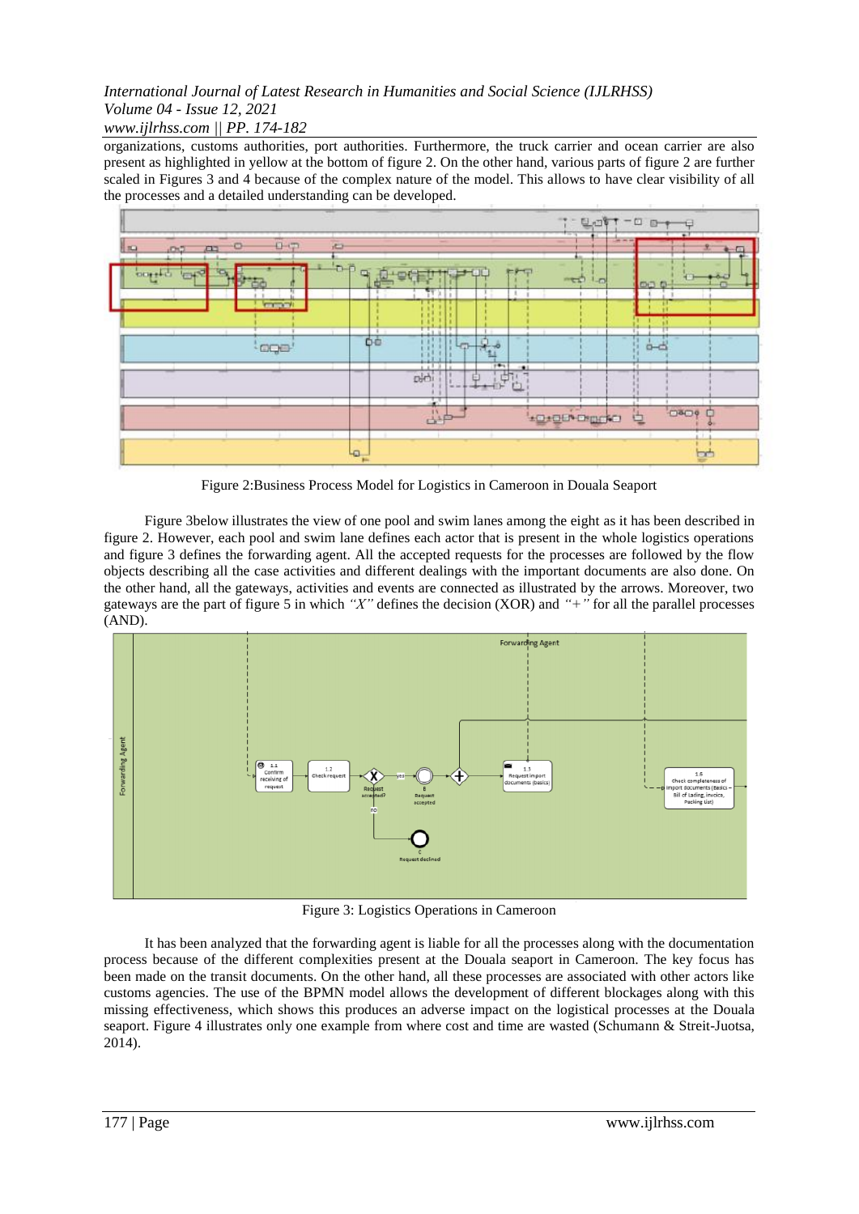organizations, customs authorities, port authorities. Furthermore, the truck carrier and ocean carrier are also present as highlighted in yellow at the bottom of figure 2. On the other hand, various parts of figure 2 are further scaled in Figures 3 and 4 because of the complex nature of the model. This allows to have clear visibility of all the processes and a detailed understanding can be developed.

Figure 2:Business Process Model for Logistics in Cameroon in Douala Seaport

Figure 3below illustrates the view of one pool and swim lanes among the eight as it has been described in figure 2. However, each pool and swim lane defines each actor that is present in the whole logistics operations and figure 3 defines the forwarding agent. All the accepted requests for the processes are followed by the flow objects describing all the case activities and different dealings with the important documents are also done. On the other hand, all the gateways, activities and events are connected as illustrated by the arrows. Moreover, two gateways are the part of figure 5 in which *"X"* defines the decision (XOR) and *"+"* for all the parallel processes (AND).

Figure 3: Logistics Operations in Cameroon

It has been analyzed that the forwarding agent is liable for all the processes along with the documentation process because of the different complexities present at the Douala seaport in Cameroon. The key focus has been made on the transit documents. On the other hand, all these processes are associated with other actors like customs agencies. The use of the BPMN model allows the development of different blockages along with this missing effectiveness, which shows this produces an adverse impact on the logistical processes at the Douala seaport. Figure 4 illustrates only one example from where cost and time are wasted (Schumann & Streit-Juotsa, 2014).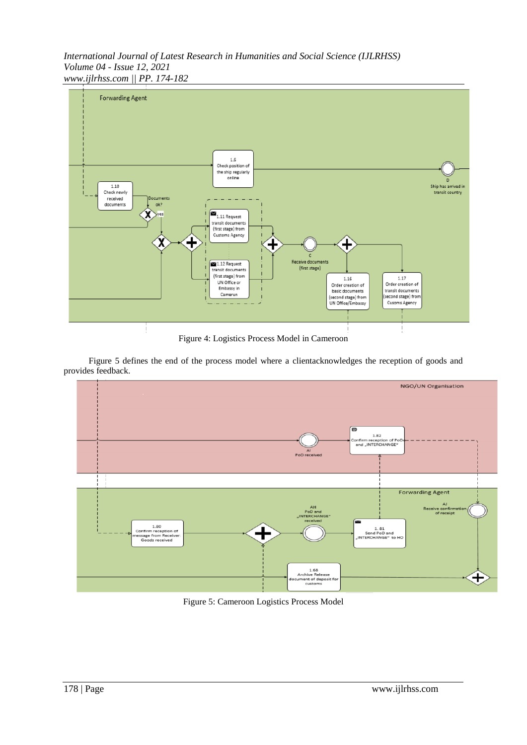Figure 4: Logistics Process Model in Cameroon

Figure 5 defines the end of the process model where a clientacknowledges the reception of goods and provides feedback.

Figure 5: Cameroon Logistics Process Model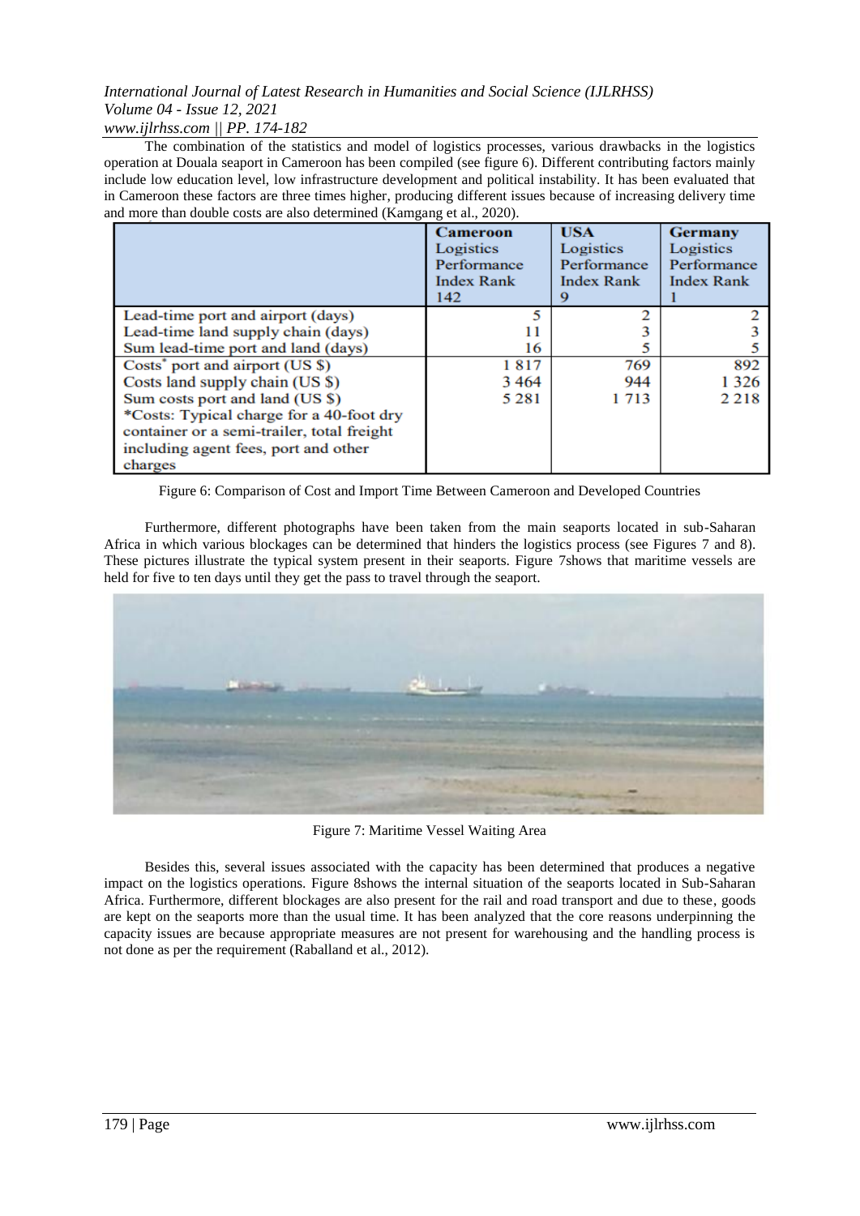The combination of the statistics and model of logistics processes, various drawbacks in the logistics operation at Douala seaport in Cameroon has been compiled (see figure 6). Different contributing factors mainly include low education level, low infrastructure development and political instability. It has been evaluated that in Cameroon these factors are three times higher, producing different issues because of increasing delivery time and more than double costs are also determined (Kamgang et al., 2020).

| | **Cameroon** Logistics Performance Index Rank 142 | **USA** Logistics Performance Index Rank 9 | **Germany** Logistics Performance Index Rank 1 |
|---|---|---|---|
| Lead-time port and airport (days) | 5 | 2 | 2 |
| Lead-time land supply chain (days) | 11 | 3 | 3 |
| Sum lead-time port and land (days) | 16 | 5 | 5 |
| Costs* port and airport (US $) | 1 817 | 769 | 892 |
| Costs land supply chain (US $) | 3 464 | 944 | 1 326 |
| Sum costs port and land (US $) | 5 281 | 1 713 | 2 218 |
| *Costs: Typical charge for a 40-foot dry container or a semi-trailer, total freight including agent fees, port and other charges | | | |

Figure 6: Comparison of Cost and Import Time Between Cameroon and Developed Countries

Furthermore, different photographs have been taken from the main seaports located in sub-Saharan Africa in which various blockages can be determined that hinders the logistics process (see Figures 7 and 8). These pictures illustrate the typical system present in their seaports. Figure 7shows that maritime vessels are held for five to ten days until they get the pass to travel through the seaport.

Figure 7: Maritime Vessel Waiting Area

Besides this, several issues associated with the capacity has been determined that produces a negative impact on the logistics operations. Figure 8shows the internal situation of the seaports located in Sub-Saharan Africa. Furthermore, different blockages are also present for the rail and road transport and due to these, goods are kept on the seaports more than the usual time. It has been analyzed that the core reasons underpinning the capacity issues are because appropriate measures are not present for warehousing and the handling process is not done as per the requirement (Raballand et al., 2012).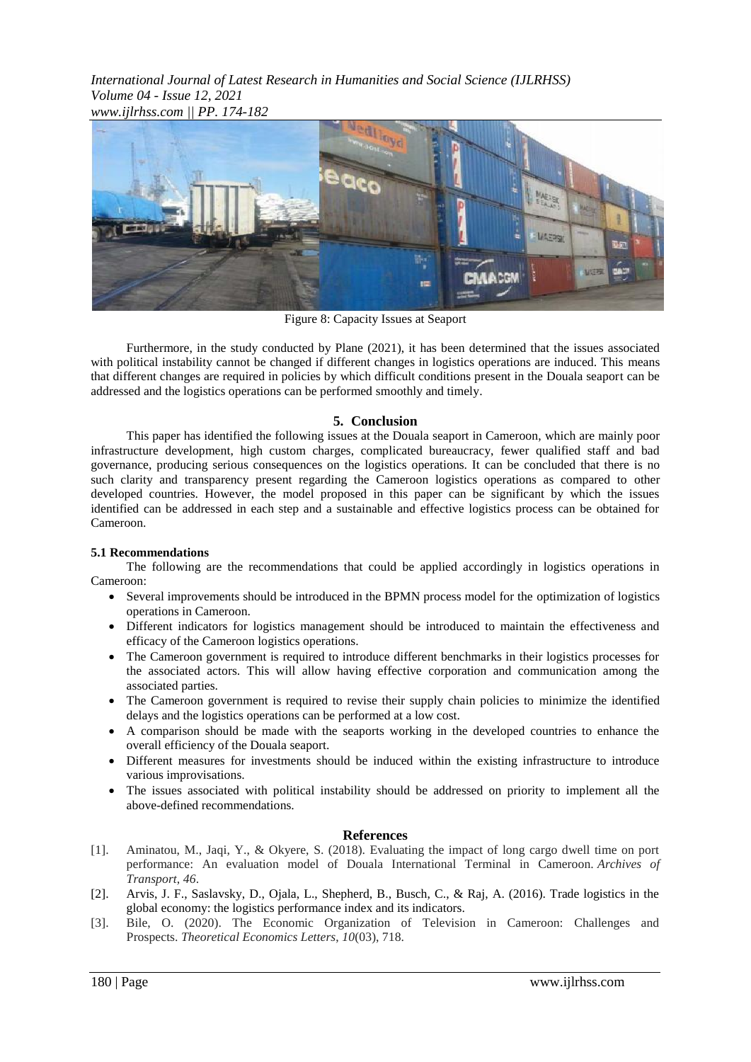Figure 8: Capacity Issues at Seaport

Furthermore, in the study conducted by Plane (2021), it has been determined that the issues associated with political instability cannot be changed if different changes in logistics operations are induced. This means that different changes are required in policies by which difficult conditions present in the Douala seaport can be addressed and the logistics operations can be performed smoothly and timely.

## 5. Conclusion

This paper has identified the following issues at the Douala seaport in Cameroon, which are mainly poor infrastructure development, high custom charges, complicated bureaucracy, fewer qualified staff and bad governance, producing serious consequences on the logistics operations. It can be concluded that there is no such clarity and transparency present regarding the Cameroon logistics operations as compared to other developed countries. However, the model proposed in this paper can be significant by which the issues identified can be addressed in each step and a sustainable and effective logistics process can be obtained for Cameroon.

### 5.1 Recommendations

The following are the recommendations that could be applied accordingly in logistics operations in Cameroon:

- Several improvements should be introduced in the BPMN process model for the optimization of logistics operations in Cameroon.
- Different indicators for logistics management should be introduced to maintain the effectiveness and efficacy of the Cameroon logistics operations.
- The Cameroon government is required to introduce different benchmarks in their logistics processes for the associated actors. This will allow having effective corporation and communication among the associated parties.
- The Cameroon government is required to revise their supply chain policies to minimize the identified delays and the logistics operations can be performed at a low cost.
- A comparison should be made with the seaports working in the developed countries to enhance the overall efficiency of the Douala seaport.
- Different measures for investments should be induced within the existing infrastructure to introduce various improvisations.
- The issues associated with political instability should be addressed on priority to implement all the above-defined recommendations.

## References

[1]. Aminatou, M., Jaqi, Y., & Okyere, S. (2018). Evaluating the impact of long cargo dwell time on port performance: An evaluation model of Douala International Terminal in Cameroon. *Archives of Transport*, *46*.

[2]. Arvis, J. F., Saslavsky, D., Ojala, L., Shepherd, B., Busch, C., & Raj, A. (2016). Trade logistics in the global economy: the logistics performance index and its indicators.

[3]. Bile, O. (2020). The Economic Organization of Television in Cameroon: Challenges and Prospects. *Theoretical Economics Letters*, *10*(03), 718.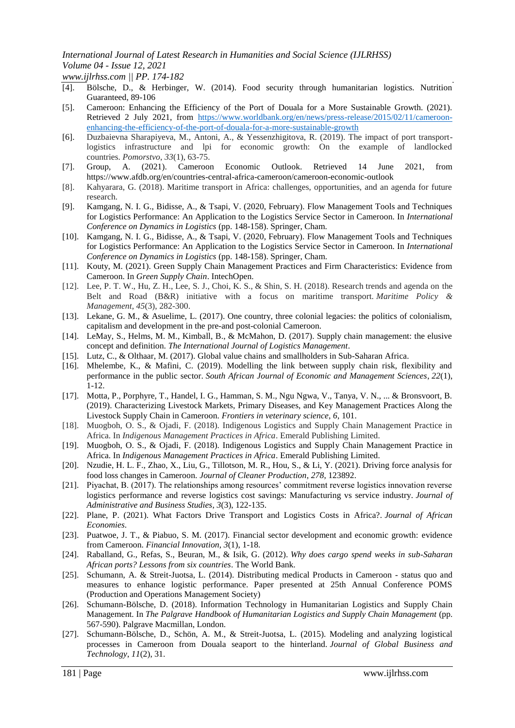[4]. Bölsche, D., & Herbinger, W. (2014). Food security through humanitarian logistics. Nutrition Guaranteed, 89-106

[5]. Cameroon: Enhancing the Efficiency of the Port of Douala for a More Sustainable Growth. (2021). Retrieved 2 July 2021, from https://www.worldbank.org/en/news/press-release/2015/02/11/cameroon-enhancing-the-efficiency-of-the-port-of-douala-for-a-more-sustainable-growth

[6]. Duzbaievna Sharapiyeva, M., Antoni, A., & Yessenzhigitova, R. (2019). The impact of port transport-logistics infrastructure and lpi for economic growth: On the example of landlocked countries. *Pomorstvo*, *33*(1), 63-75.

[7]. Group, A. (2021). Cameroon Economic Outlook. Retrieved 14 June 2021, from https://www.afdb.org/en/countries-central-africa-cameroon/cameroon-economic-outlook

[8]. Kahyarara, G. (2018). Maritime transport in Africa: challenges, opportunities, and an agenda for future research.

[9]. Kamgang, N. I. G., Bidisse, A., & Tsapi, V. (2020, February). Flow Management Tools and Techniques for Logistics Performance: An Application to the Logistics Service Sector in Cameroon. In *International Conference on Dynamics in Logistics* (pp. 148-158). Springer, Cham.

[10]. Kamgang, N. I. G., Bidisse, A., & Tsapi, V. (2020, February). Flow Management Tools and Techniques for Logistics Performance: An Application to the Logistics Service Sector in Cameroon. In *International Conference on Dynamics in Logistics* (pp. 148-158). Springer, Cham.

[11]. Kouty, M. (2021). Green Supply Chain Management Practices and Firm Characteristics: Evidence from Cameroon. In *Green Supply Chain*. IntechOpen.

[12]. Lee, P. T. W., Hu, Z. H., Lee, S. J., Choi, K. S., & Shin, S. H. (2018). Research trends and agenda on the Belt and Road (B&R) initiative with a focus on maritime transport. *Maritime Policy & Management*, *45*(3), 282-300.

[13]. Lekane, G. M., & Asuelime, L. (2017). One country, three colonial legacies: the politics of colonialism, capitalism and development in the pre-and post-colonial Cameroon.

[14]. LeMay, S., Helms, M. M., Kimball, B., & McMahon, D. (2017). Supply chain management: the elusive concept and definition. *The International Journal of Logistics Management*.

[15]. Lutz, C., & Olthaar, M. (2017). Global value chains and smallholders in Sub-Saharan Africa.

[16]. Mhelembe, K., & Mafini, C. (2019). Modelling the link between supply chain risk, flexibility and performance in the public sector. *South African Journal of Economic and Management Sciences*, *22*(1), 1-12.

[17]. Motta, P., Porphyre, T., Handel, I. G., Hamman, S. M., Ngu Ngwa, V., Tanya, V. N., ... & Bronsvoort, B. (2019). Characterizing Livestock Markets, Primary Diseases, and Key Management Practices Along the Livestock Supply Chain in Cameroon. *Frontiers in veterinary science*, *6*, 101.

[18]. Muogboh, O. S., & Ojadi, F. (2018). Indigenous Logistics and Supply Chain Management Practice in Africa. In *Indigenous Management Practices in Africa*. Emerald Publishing Limited.

[19]. Muogboh, O. S., & Ojadi, F. (2018). Indigenous Logistics and Supply Chain Management Practice in Africa. In *Indigenous Management Practices in Africa*. Emerald Publishing Limited.

[20]. Nzudie, H. L. F., Zhao, X., Liu, G., Tillotson, M. R., Hou, S., & Li, Y. (2021). Driving force analysis for food loss changes in Cameroon. *Journal of Cleaner Production*, *278*, 123892.

[21]. Piyachat, B. (2017). The relationships among resources' commitment reverse logistics innovation reverse logistics performance and reverse logistics cost savings: Manufacturing vs service industry. *Journal of Administrative and Business Studies*, *3*(3), 122-135.

[22]. Plane, P. (2021). What Factors Drive Transport and Logistics Costs in Africa?. *Journal of African Economies*.

[23]. Puatwoe, J. T., & Piabuo, S. M. (2017). Financial sector development and economic growth: evidence from Cameroon. *Financial Innovation*, *3*(1), 1-18.

[24]. Raballand, G., Refas, S., Beuran, M., & Isik, G. (2012). *Why does cargo spend weeks in sub-Saharan African ports? Lessons from six countries*. The World Bank.

[25]. Schumann, A. & Streit-Juotsa, L. (2014). Distributing medical Products in Cameroon - status quo and measures to enhance logistic performance. Paper presented at 25th Annual Conference POMS (Production and Operations Management Society)

[26]. Schumann-Bölsche, D. (2018). Information Technology in Humanitarian Logistics and Supply Chain Management. In *The Palgrave Handbook of Humanitarian Logistics and Supply Chain Management* (pp. 567-590). Palgrave Macmillan, London.

[27]. Schumann-Bölsche, D., Schön, A. M., & Streit-Juotsa, L. (2015). Modeling and analyzing logistical processes in Cameroon from Douala seaport to the hinterland. *Journal of Global Business and Technology*, *11*(2), 31.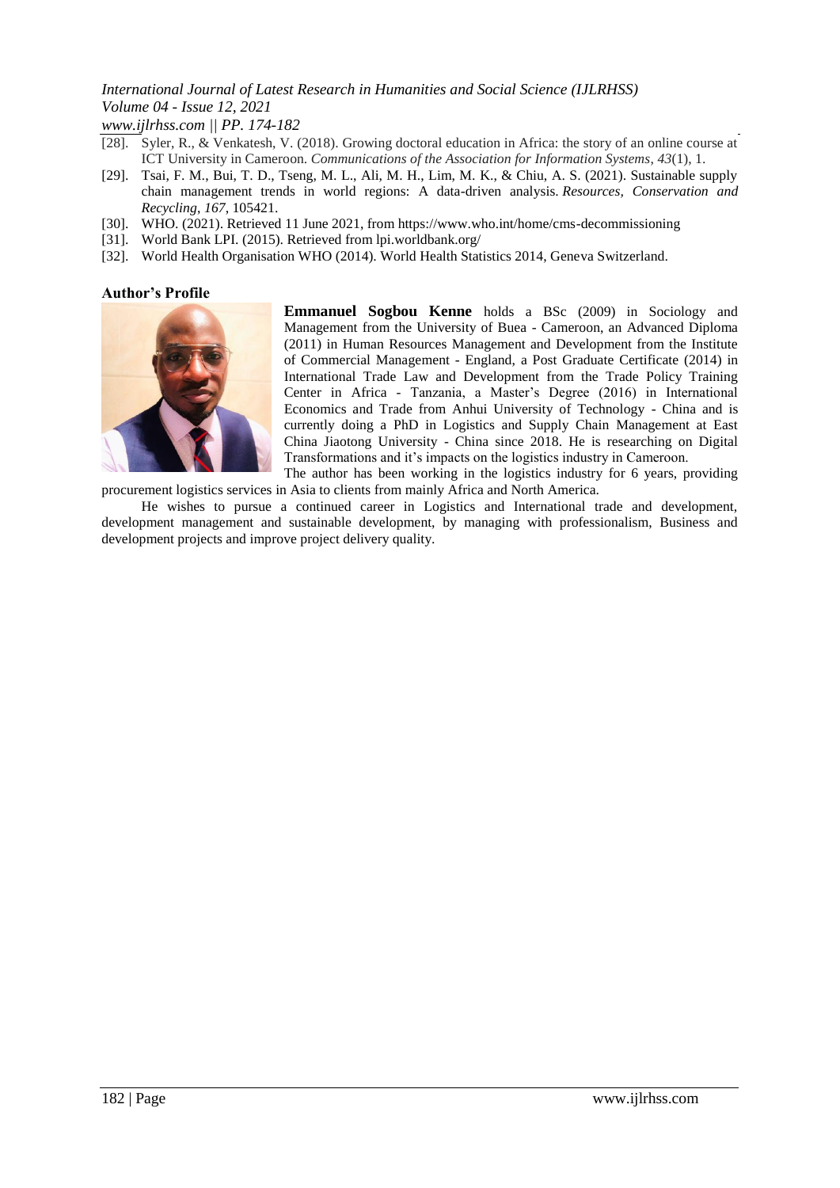[28]. Syler, R., & Venkatesh, V. (2018). Growing doctoral education in Africa: the story of an online course at ICT University in Cameroon. *Communications of the Association for Information Systems*, *43*(1), 1.

[29]. Tsai, F. M., Bui, T. D., Tseng, M. L., Ali, M. H., Lim, M. K., & Chiu, A. S. (2021). Sustainable supply chain management trends in world regions: A data-driven analysis. *Resources, Conservation and Recycling*, *167*, 105421.

[30]. WHO. (2021). Retrieved 11 June 2021, from https://www.who.int/home/cms-decommissioning

[31]. World Bank LPI. (2015). Retrieved from lpi.worldbank.org/

[32]. World Health Organisation WHO (2014). World Health Statistics 2014, Geneva Switzerland.

## Author's Profile

**Emmanuel Sogbou Kenne** holds a BSc (2009) in Sociology and Management from the University of Buea - Cameroon, an Advanced Diploma (2011) in Human Resources Management and Development from the Institute of Commercial Management - England, a Post Graduate Certificate (2014) in International Trade Law and Development from the Trade Policy Training Center in Africa - Tanzania, a Master's Degree (2016) in International Economics and Trade from Anhui University of Technology - China and is currently doing a PhD in Logistics and Supply Chain Management at East China Jiaotong University - China since 2018. He is researching on Digital Transformations and it's impacts on the logistics industry in Cameroon.

The author has been working in the logistics industry for 6 years, providing procurement logistics services in Asia to clients from mainly Africa and North America.

He wishes to pursue a continued career in Logistics and International trade and development, development management and sustainable development, by managing with professionalism, Business and development projects and improve project delivery quality.